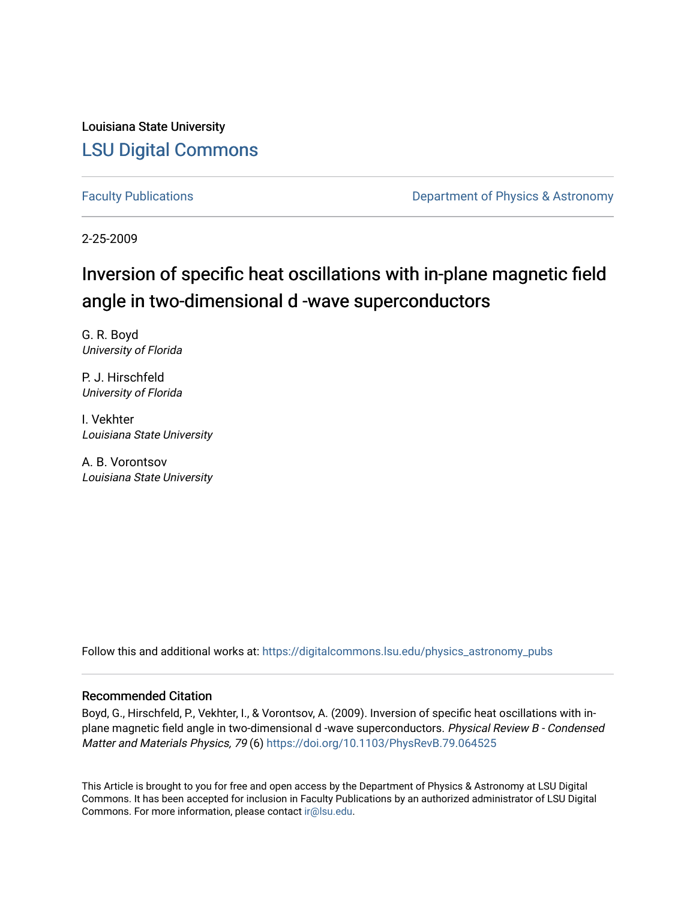Louisiana State University

[LSU Digital Commons](https://digitalcommons.lsu.edu)

Faculty Publications — Department of Physics & Astronomy

2-25-2009

# Inversion of specific heat oscillations with in-plane magnetic field angle in two-dimensional d -wave superconductors

G. R. Boyd
*University of Florida*

P. J. Hirschfeld
*University of Florida*

I. Vekhter
*Louisiana State University*

A. B. Vorontsov
*Louisiana State University*

Follow this and additional works at: https://digitalcommons.lsu.edu/physics_astronomy_pubs

## Recommended Citation

Boyd, G., Hirschfeld, P., Vekhter, I., & Vorontsov, A. (2009). Inversion of specific heat oscillations with in-plane magnetic field angle in two-dimensional d -wave superconductors. *Physical Review B - Condensed Matter and Materials Physics, 79* (6) https://doi.org/10.1103/PhysRevB.79.064525

This Article is brought to you for free and open access by the Department of Physics & Astronomy at LSU Digital Commons. It has been accepted for inclusion in Faculty Publications by an authorized administrator of LSU Digital Commons. For more information, please contact ir@lsu.edu.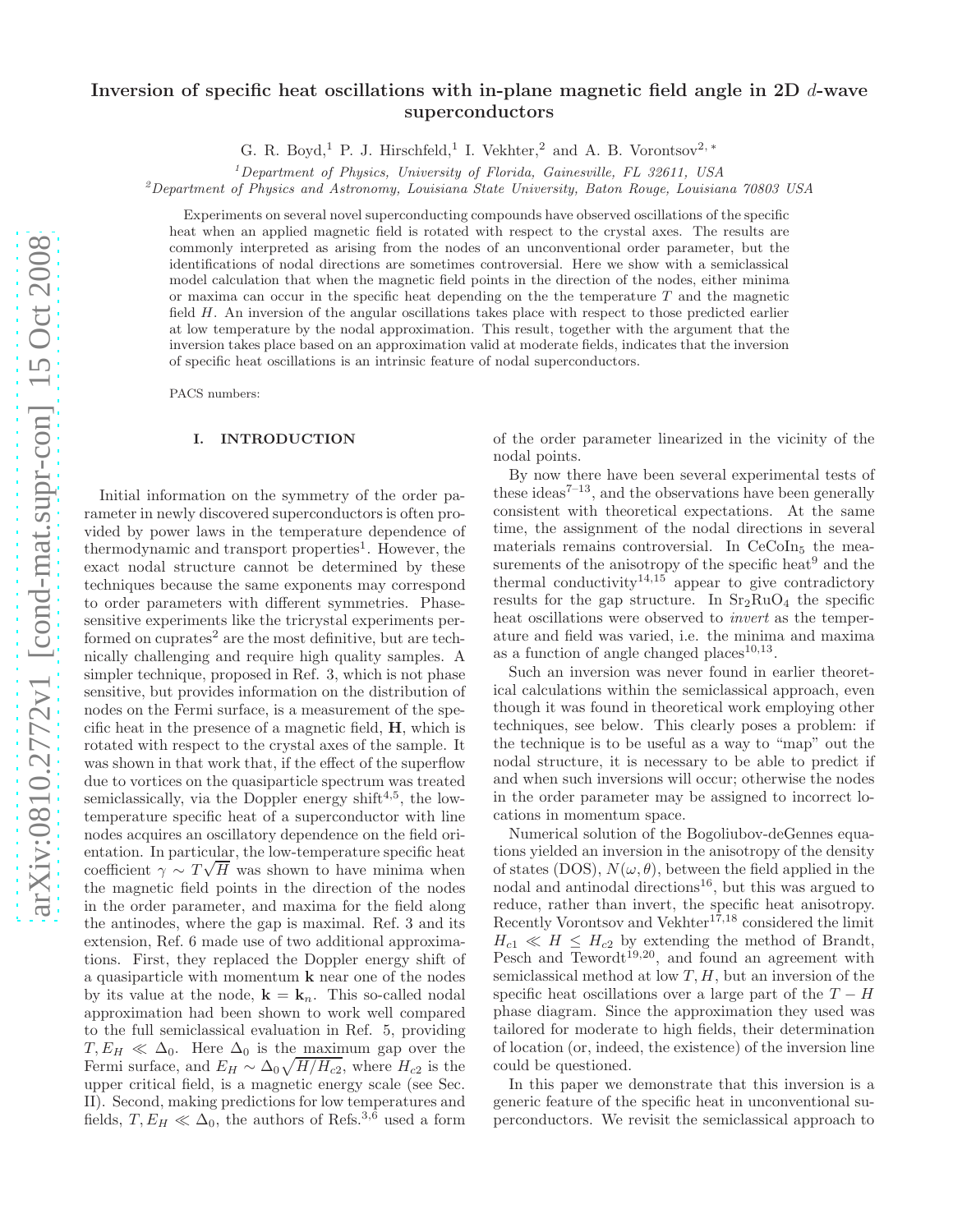# Inversion of specific heat oscillations with in-plane magnetic field angle in 2D $d$-wave superconductors

G. R. Boyd,[1] P. J. Hirschfeld,[1] I. Vekhter,[2] and A. B. Vorontsov[2,*]

[1]*Department of Physics, University of Florida, Gainesville, FL 32611, USA*
[2]*Department of Physics and Astronomy, Louisiana State University, Baton Rouge, Louisiana 70803 USA*

Experiments on several novel superconducting compounds have observed oscillations of the specific heat when an applied magnetic field is rotated with respect to the crystal axes. The results are commonly interpreted as arising from the nodes of an unconventional order parameter, but the identifications of nodal directions are sometimes controversial. Here we show with a semiclassical model calculation that when the magnetic field points in the direction of the nodes, either minima or maxima can occur in the specific heat depending on the the temperature $T$ and the magnetic field $H$. An inversion of the angular oscillations takes place with respect to those predicted earlier at low temperature by the nodal approximation. This result, together with the argument that the inversion takes place based on an approximation valid at moderate fields, indicates that the inversion of specific heat oscillations is an intrinsic feature of nodal superconductors.

PACS numbers:

## I. INTRODUCTION

Initial information on the symmetry of the order parameter in newly discovered superconductors is often provided by power laws in the temperature dependence of thermodynamic and transport properties[1]. However, the exact nodal structure cannot be determined by these techniques because the same exponents may correspond to order parameters with different symmetries. Phase-sensitive experiments like the tricrystal experiments performed on cuprates[2] are the most definitive, but are technically challenging and require high quality samples. A simpler technique, proposed in Ref. 3, which is not phase sensitive, but provides information on the distribution of nodes on the Fermi surface, is a measurement of the specific heat in the presence of a magnetic field, $\mathbf{H}$, which is rotated with respect to the crystal axes of the sample. It was shown in that work that, if the effect of the superflow due to vortices on the quasiparticle spectrum was treated semiclassically, via the Doppler energy shift[4,5], the low-temperature specific heat of a superconductor with line nodes acquires an oscillatory dependence on the field orientation. In particular, the low-temperature specific heat coefficient $\gamma \sim T\sqrt{H}$ was shown to have minima when the magnetic field points in the direction of the nodes in the order parameter, and maxima for the field along the antinodes, where the gap is maximal. Ref. 3 and its extension, Ref. 6 made use of two additional approximations. First, they replaced the Doppler energy shift of a quasiparticle with momentum $\mathbf{k}$ near one of the nodes by its value at the node, $\mathbf{k} = \mathbf{k}_n$. This so-called nodal approximation had been shown to work well compared to the full semiclassical evaluation in Ref. 5, providing $T, E_H \ll \Delta_0$. Here $\Delta_0$ is the maximum gap over the Fermi surface, and $E_H \sim \Delta_0\sqrt{H/H_{c2}}$, where $H_{c2}$ is the upper critical field, is a magnetic energy scale (see Sec. II). Second, making predictions for low temperatures and fields, $T, E_H \ll \Delta_0$, the authors of Refs.[3,6] used a form of the order parameter linearized in the vicinity of the nodal points.

By now there have been several experimental tests of these ideas[7–13], and the observations have been generally consistent with theoretical expectations. At the same time, the assignment of the nodal directions in several materials remains controversial. In $CeCoIn_5$ the measurements of the anisotropy of the specific heat[9] and the thermal conductivity[14,15] appear to give contradictory results for the gap structure. In $Sr_2RuO_4$ the specific heat oscillations were observed to *invert* as the temperature and field was varied, i.e. the minima and maxima as a function of angle changed places[10,13].

Such an inversion was never found in earlier theoretical calculations within the semiclassical approach, even though it was found in theoretical work employing other techniques, see below. This clearly poses a problem: if the technique is to be useful as a way to "map" out the nodal structure, it is necessary to be able to predict if and when such inversions will occur; otherwise the nodes in the order parameter may be assigned to incorrect locations in momentum space.

Numerical solution of the Bogoliubov-deGennes equations yielded an inversion in the anisotropy of the density of states (DOS), $N(\omega, \theta)$, between the field applied in the nodal and antinodal directions[16], but this was argued to reduce, rather than invert, the specific heat anisotropy. Recently Vorontsov and Vekhter[17,18] considered the limit $H_{c1} \ll H \le H_{c2}$ by extending the method of Brandt, Pesch and Tewordt[19,20], and found an agreement with semiclassical method at low $T, H$, but an inversion of the specific heat oscillations over a large part of the $T - H$ phase diagram. Since the approximation they used was tailored for moderate to high fields, their determination of location (or, indeed, the existence) of the inversion line could be questioned.

In this paper we demonstrate that this inversion is a generic feature of the specific heat in unconventional superconductors. We revisit the semiclassical approach to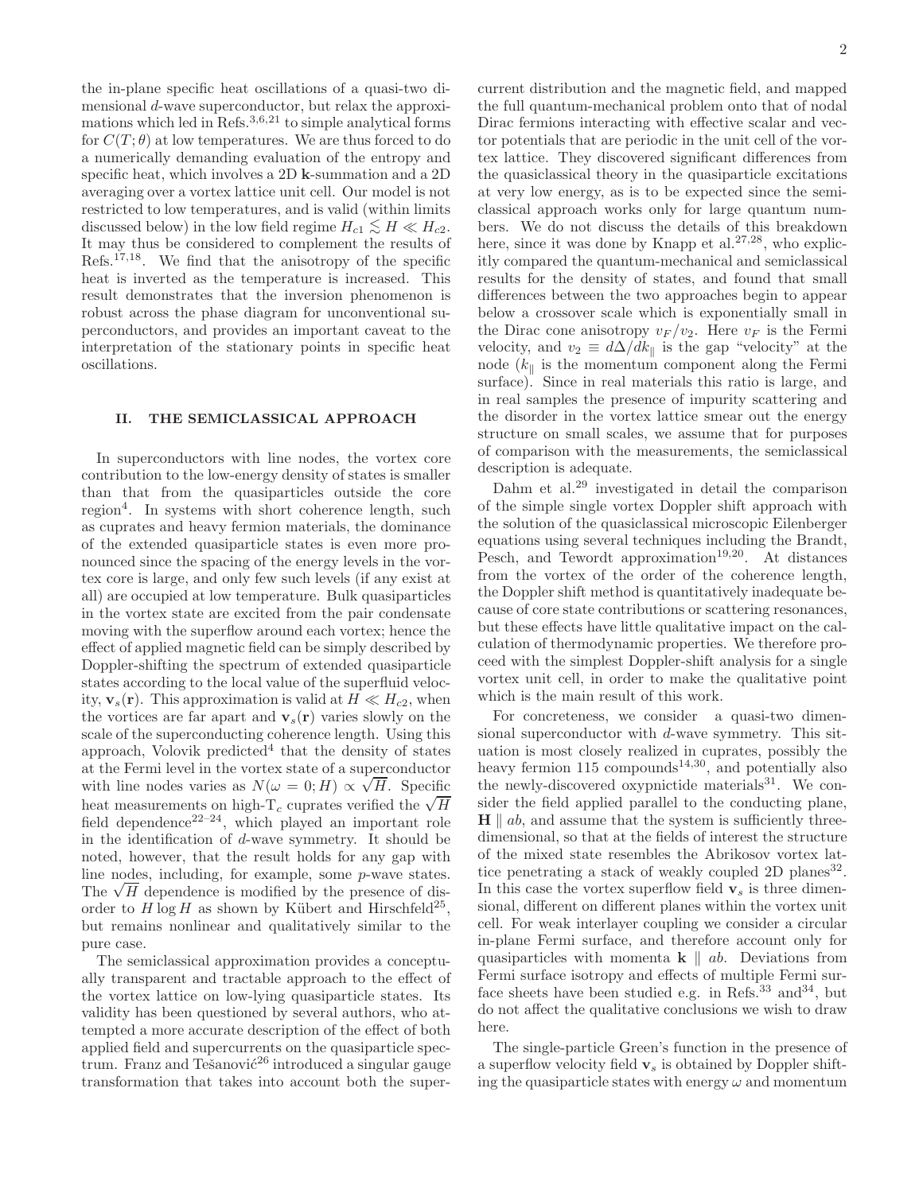the in-plane specific heat oscillations of a quasi-two dimensional $d$-wave superconductor, but relax the approximations which led in Refs.[3,6,21] to simple analytical forms for $C(T;\theta)$ at low temperatures. We are thus forced to do a numerically demanding evaluation of the entropy and specific heat, which involves a 2D $\mathbf{k}$-summation and a 2D averaging over a vortex lattice unit cell. Our model is not restricted to low temperatures, and is valid (within limits discussed below) in the low field regime $H_{c1} \lesssim H \ll H_{c2}$. It may thus be considered to complement the results of Refs.[17,18]. We find that the anisotropy of the specific heat is inverted as the temperature is increased. This result demonstrates that the inversion phenomenon is robust across the phase diagram for unconventional superconductors, and provides an important caveat to the interpretation of the stationary points in specific heat oscillations.

## II. THE SEMICLASSICAL APPROACH

In superconductors with line nodes, the vortex core contribution to the low-energy density of states is smaller than that from the quasiparticles outside the core region[4]. In systems with short coherence length, such as cuprates and heavy fermion materials, the dominance of the extended quasiparticle states is even more pronounced since the spacing of the energy levels in the vortex core is large, and only few such levels (if any exist at all) are occupied at low temperature. Bulk quasiparticles in the vortex state are excited from the pair condensate moving with the superflow around each vortex; hence the effect of applied magnetic field can be simply described by Doppler-shifting the spectrum of extended quasiparticle states according to the local value of the superfluid velocity, $\mathbf{v}_s(\mathbf{r})$. This approximation is valid at $H \ll H_{c2}$, when the vortices are far apart and $\mathbf{v}_s(\mathbf{r})$ varies slowly on the scale of the superconducting coherence length. Using this approach, Volovik predicted[4] that the density of states at the Fermi level in the vortex state of a superconductor with line nodes varies as $N(\omega = 0; H) \propto \sqrt{H}$. Specific heat measurements on high-T$_c$ cuprates verified the $\sqrt{H}$ field dependence[22–24], which played an important role in the identification of $d$-wave symmetry. It should be noted, however, that the result holds for any gap with line nodes, including, for example, some $p$-wave states. The $\sqrt{H}$ dependence is modified by the presence of disorder to $H \log H$ as shown by Kübert and Hirschfeld[25], but remains nonlinear and qualitatively similar to the pure case.

The semiclassical approximation provides a conceptually transparent and tractable approach to the effect of the vortex lattice on low-lying quasiparticle states. Its validity has been questioned by several authors, who attempted a more accurate description of the effect of both applied field and supercurrents on the quasiparticle spectrum. Franz and Tešanović[26] introduced a singular gauge transformation that takes into account both the supercurrent distribution and the magnetic field, and mapped the full quantum-mechanical problem onto that of nodal Dirac fermions interacting with effective scalar and vector potentials that are periodic in the unit cell of the vortex lattice. They discovered significant differences from the quasiclassical theory in the quasiparticle excitations at very low energy, as is to be expected since the semiclassical approach works only for large quantum numbers. We do not discuss the details of this breakdown here, since it was done by Knapp et al.[27,28], who explicitly compared the quantum-mechanical and semiclassical results for the density of states, and found that small differences between the two approaches begin to appear below a crossover scale which is exponentially small in the Dirac cone anisotropy $v_F/v_2$. Here $v_F$ is the Fermi velocity, and $v_2 \equiv d\Delta/dk_\parallel$ is the gap "velocity" at the node ($k_\parallel$ is the momentum component along the Fermi surface). Since in real materials this ratio is large, and in real samples the presence of impurity scattering and the disorder in the vortex lattice smear out the energy structure on small scales, we assume that for purposes of comparison with the measurements, the semiclassical description is adequate.

Dahm et al.[29] investigated in detail the comparison of the simple single vortex Doppler shift approach with the solution of the quasiclassical microscopic Eilenberger equations using several techniques including the Brandt, Pesch, and Tewordt approximation[19,20]. At distances from the vortex of the order of the coherence length, the Doppler shift method is quantitatively inadequate because of core state contributions or scattering resonances, but these effects have little qualitative impact on the calculation of thermodynamic properties. We therefore proceed with the simplest Doppler-shift analysis for a single vortex unit cell, in order to make the qualitative point which is the main result of this work.

For concreteness, we consider a quasi-two dimensional superconductor with $d$-wave symmetry. This situation is most closely realized in cuprates, possibly the heavy fermion 115 compounds[14,30], and potentially also the newly-discovered oxypnictide materials[31]. We consider the field applied parallel to the conducting plane, $\mathbf{H} \parallel ab$, and assume that the system is sufficiently three-dimensional, so that at the fields of interest the structure of the mixed state resembles the Abrikosov vortex lattice penetrating a stack of weakly coupled 2D planes[32]. In this case the vortex superflow field $\mathbf{v}_s$ is three dimensional, different on different planes within the vortex unit cell. For weak interlayer coupling we consider a circular in-plane Fermi surface, and therefore account only for quasiparticles with momenta $\mathbf{k} \parallel ab$. Deviations from Fermi surface isotropy and effects of multiple Fermi surface sheets have been studied e.g. in Refs.[33] and[34], but do not affect the qualitative conclusions we wish to draw here.

The single-particle Green's function in the presence of a superflow velocity field $\mathbf{v}_s$ is obtained by Doppler shifting the quasiparticle states with energy $\omega$ and momentum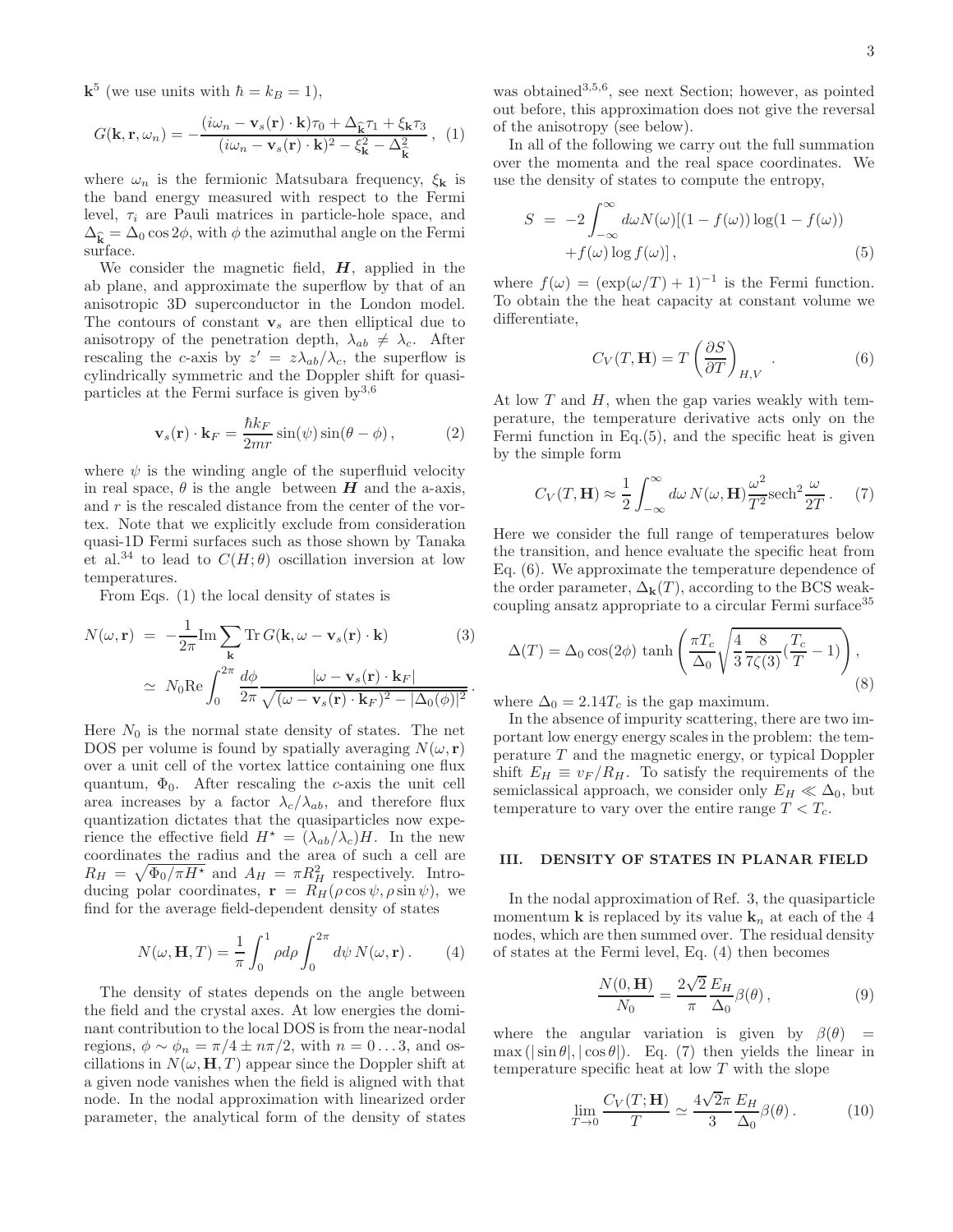$\mathbf{k}$[5] (we use units with $\hbar = k_B = 1$),

$$G(\mathbf{k}, \mathbf{r}, \omega_n) = -\frac{(i\omega_n - \mathbf{v}_s(\mathbf{r}) \cdot \mathbf{k})\tau_0 + \Delta_{\widehat{\mathbf{k}}}\tau_1 + \xi_{\mathbf{k}}\tau_3}{(i\omega_n - \mathbf{v}_s(\mathbf{r}) \cdot \mathbf{k})^2 - \xi_{\mathbf{k}}^2 - \Delta_{\widehat{\mathbf{k}}}^2}, \quad (1)$$

where $\omega_n$ is the fermionic Matsubara frequency, $\xi_{\mathbf{k}}$ is the band energy measured with respect to the Fermi level, $\tau_i$ are Pauli matrices in particle-hole space, and $\Delta_{\widehat{\mathbf{k}}} = \Delta_0 \cos 2\phi$, with $\phi$ the azimuthal angle on the Fermi surface.

We consider the magnetic field, $\boldsymbol{H}$, applied in the ab plane, and approximate the superflow by that of an anisotropic 3D superconductor in the London model. The contours of constant $\mathbf{v}_s$ are then elliptical due to anisotropy of the penetration depth, $\lambda_{ab} \neq \lambda_c$. After rescaling the $c$-axis by $z' = z\lambda_{ab}/\lambda_c$, the superflow is cylindrically symmetric and the Doppler shift for quasiparticles at the Fermi surface is given by[3,6]

$$\mathbf{v}_s(\mathbf{r}) \cdot \mathbf{k}_F = \frac{\hbar k_F}{2mr} \sin(\psi) \sin(\theta - \phi), \quad (2)$$

where $\psi$ is the winding angle of the superfluid velocity in real space, $\theta$ is the angle between $\boldsymbol{H}$ and the a-axis, and $r$ is the rescaled distance from the center of the vortex. Note that we explicitly exclude from consideration quasi-1D Fermi surfaces such as those shown by Tanaka et al.[34] to lead to $C(H;\theta)$ oscillation inversion at low temperatures.

From Eqs. (1) the local density of states is

$$\begin{aligned} N(\omega, \mathbf{r}) &= -\frac{1}{2\pi} \mathrm{Im} \sum_{\mathbf{k}} \mathrm{Tr}\, G(\mathbf{k}, \omega - \mathbf{v}_s(\mathbf{r}) \cdot \mathbf{k}) \quad (3) \\ &\simeq N_0 \mathrm{Re} \int_0^{2\pi} \frac{d\phi}{2\pi} \frac{|\omega - \mathbf{v}_s(\mathbf{r}) \cdot \mathbf{k}_F|}{\sqrt{(\omega - \mathbf{v}_s(\mathbf{r}) \cdot \mathbf{k}_F)^2 - |\Delta_0(\phi)|^2}}. \end{aligned}$$

Here $N_0$ is the normal state density of states. The net DOS per volume is found by spatially averaging $N(\omega, \mathbf{r})$ over a unit cell of the vortex lattice containing one flux quantum, $\Phi_0$. After rescaling the $c$-axis the unit cell area increases by a factor $\lambda_c/\lambda_{ab}$, and therefore flux quantization dictates that the quasiparticles now experience the effective field $H^\star = (\lambda_{ab}/\lambda_c)H$. In the new coordinates the radius and the area of such a cell are $R_H = \sqrt{\Phi_0/\pi H^\star}$ and $A_H = \pi R_H^2$ respectively. Introducing polar coordinates, $\mathbf{r} = R_H(\rho\cos\psi, \rho\sin\psi)$, we find for the average field-dependent density of states

$$N(\omega, \mathbf{H}, T) = \frac{1}{\pi} \int_0^1 \rho d\rho \int_0^{2\pi} d\psi\, N(\omega, \mathbf{r}). \quad (4)$$

The density of states depends on the angle between the field and the crystal axes. At low energies the dominant contribution to the local DOS is from the near-nodal regions, $\phi \sim \phi_n = \pi/4 \pm n\pi/2$, with $n = 0 \ldots 3$, and oscillations in $N(\omega, \mathbf{H}, T)$ appear since the Doppler shift at a given node vanishes when the field is aligned with that node. In the nodal approximation with linearized order parameter, the analytical form of the density of states was obtained[3,5,6], see next Section; however, as pointed out before, this approximation does not give the reversal of the anisotropy (see below).

In all of the following we carry out the full summation over the momenta and the real space coordinates. We use the density of states to compute the entropy,

$$\begin{aligned} S &= -2 \int_{-\infty}^{\infty} d\omega N(\omega)[(1 - f(\omega)) \log(1 - f(\omega)) \\ &\quad + f(\omega) \log f(\omega)], \end{aligned} \quad (5)$$

where $f(\omega) = (\exp(\omega/T) + 1)^{-1}$ is the Fermi function. To obtain the the heat capacity at constant volume we differentiate,

$$C_V(T, \mathbf{H}) = T \left(\frac{\partial S}{\partial T}\right)_{H,V}. \quad (6)$$

At low $T$ and $H$, when the gap varies weakly with temperature, the temperature derivative acts only on the Fermi function in Eq.(5), and the specific heat is given by the simple form

$$C_V(T, \mathbf{H}) \approx \frac{1}{2} \int_{-\infty}^{\infty} d\omega\, N(\omega, \mathbf{H}) \frac{\omega^2}{T^2} \mathrm{sech}^2 \frac{\omega}{2T}. \quad (7)$$

Here we consider the full range of temperatures below the transition, and hence evaluate the specific heat from Eq. (6). We approximate the temperature dependence of the order parameter, $\Delta_{\mathbf{k}}(T)$, according to the BCS weak-coupling ansatz appropriate to a circular Fermi surface[35]

$$\Delta(T) = \Delta_0 \cos(2\phi) \tanh\left(\frac{\pi T_c}{\Delta_0} \sqrt{\frac{4}{3} \frac{8}{7\zeta(3)} (\frac{T_c}{T} - 1)}\right), \quad (8)$$

where $\Delta_0 = 2.14 T_c$ is the gap maximum.

In the absence of impurity scattering, there are two important low energy energy scales in the problem: the temperature $T$ and the magnetic energy, or typical Doppler shift $E_H \equiv v_F/R_H$. To satisfy the requirements of the semiclassical approach, we consider only $E_H \ll \Delta_0$, but temperature to vary over the entire range $T < T_c$.

## III. DENSITY OF STATES IN PLANAR FIELD

In the nodal approximation of Ref. 3, the quasiparticle momentum $\mathbf{k}$ is replaced by its value $\mathbf{k}_n$ at each of the 4 nodes, which are then summed over. The residual density of states at the Fermi level, Eq. (4) then becomes

$$\frac{N(0, \mathbf{H})}{N_0} = \frac{2\sqrt{2}}{\pi} \frac{E_H}{\Delta_0} \beta(\theta), \quad (9)$$

where the angular variation is given by $\beta(\theta) = \max(|\sin\theta|, |\cos\theta|)$. Eq. (7) then yields the linear in temperature specific heat at low $T$ with the slope

$$\lim_{T \to 0} \frac{C_V(T; \mathbf{H})}{T} \simeq \frac{4\sqrt{2}\pi}{3} \frac{E_H}{\Delta_0} \beta(\theta). \quad (10)$$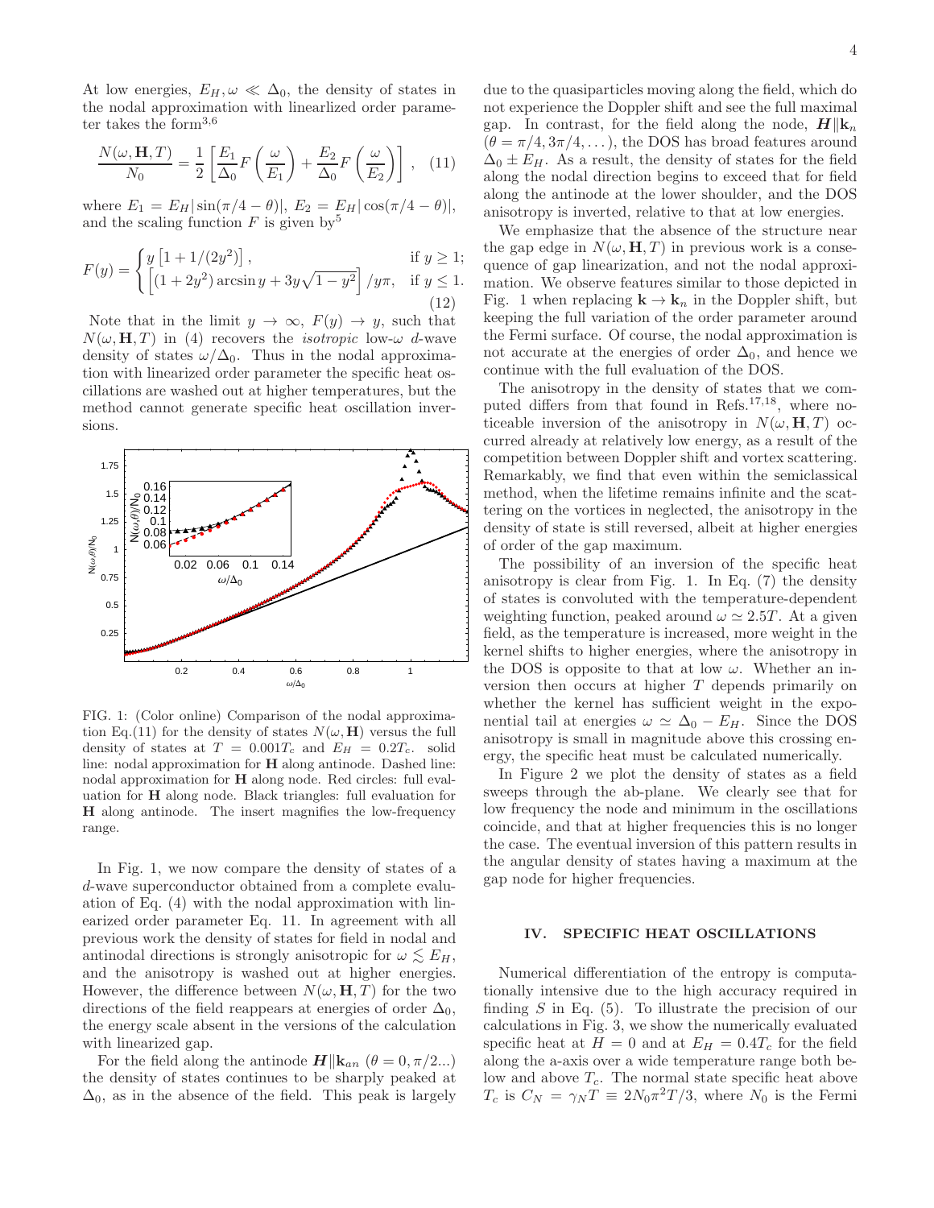At low energies, $E_H, \omega \ll \Delta_0$, the density of states in the nodal approximation with linearlized order parameter takes the form[3,6]

$$\frac{N(\omega, \mathbf{H}, T)}{N_0} = \frac{1}{2}\left[\frac{E_1}{\Delta_0} F\left(\frac{\omega}{E_1}\right) + \frac{E_2}{\Delta_0} F\left(\frac{\omega}{E_2}\right)\right], \quad (11)$$

where $E_1 = E_H |\sin(\pi/4 - \theta)|$, $E_2 = E_H |\cos(\pi/4 - \theta)|$, and the scaling function $F$ is given by[5]

$$F(y) = \begin{cases} y\left[1 + 1/(2y^2)\right], & \text{if } y \geq 1; \\ \left[(1+2y^2)\arcsin y + 3y\sqrt{1-y^2}\right]/y\pi, & \text{if } y \leq 1. \end{cases} \quad (12)$$

Note that in the limit $y \to \infty$, $F(y) \to y$, such that $N(\omega, \mathbf{H}, T)$ in (4) recovers the *isotropic* low-$\omega$ $d$-wave density of states $\omega/\Delta_0$. Thus in the nodal approximation with linearized order parameter the specific heat oscillations are washed out at higher temperatures, but the method cannot generate specific heat oscillation inversions.

FIG. 1: (Color online) Comparison of the nodal approximation Eq.(11) for the density of states $N(\omega, \mathbf{H})$ versus the full density of states at $T = 0.001T_c$ and $E_H = 0.2T_c$. solid line: nodal approximation for $\mathbf{H}$ along antinode. Dashed line: nodal approximation for $\mathbf{H}$ along node. Red circles: full evaluation for $\mathbf{H}$ along node. Black triangles: full evaluation for $\mathbf{H}$ along antinode. The insert magnifies the low-frequency range.

In Fig. 1, we now compare the density of states of a $d$-wave superconductor obtained from a complete evaluation of Eq. (4) with the nodal approximation with linearized order parameter Eq. 11. In agreement with all previous work the density of states for field in nodal and antinodal directions is strongly anisotropic for $\omega \lesssim E_H$, and the anisotropy is washed out at higher energies. However, the difference between $N(\omega, \mathbf{H}, T)$ for the two directions of the field reappears at energies of order $\Delta_0$, the energy scale absent in the versions of the calculation with linearized gap.

For the field along the antinode $\boldsymbol{H} \| \mathbf{k}_{an}$ ($\theta = 0, \pi/2...$) the density of states continues to be sharply peaked at $\Delta_0$, as in the absence of the field. This peak is largely due to the quasiparticles moving along the field, which do not experience the Doppler shift and see the full maximal gap. In contrast, for the field along the node, $\boldsymbol{H} \| \mathbf{k}_n$ ($\theta = \pi/4, 3\pi/4, \dots$), the DOS has broad features around $\Delta_0 \pm E_H$. As a result, the density of states for the field along the nodal direction begins to exceed that for field along the antinode at the lower shoulder, and the DOS anisotropy is inverted, relative to that at low energies.

We emphasize that the absence of the structure near the gap edge in $N(\omega, \mathbf{H}, T)$ in previous work is a consequence of gap linearization, and not the nodal approximation. We observe features similar to those depicted in Fig. 1 when replacing $\mathbf{k} \to \mathbf{k}_n$ in the Doppler shift, but keeping the full variation of the order parameter around the Fermi surface. Of course, the nodal approximation is not accurate at the energies of order $\Delta_0$, and hence we continue with the full evaluation of the DOS.

The anisotropy in the density of states that we computed differs from that found in Refs.[17,18], where noticeable inversion of the anisotropy in $N(\omega, \mathbf{H}, T)$ occurred already at relatively low energy, as a result of the competition between Doppler shift and vortex scattering. Remarkably, we find that even within the semiclassical method, when the lifetime remains infinite and the scattering on the vortices in neglected, the anisotropy in the density of state is still reversed, albeit at higher energies of order of the gap maximum.

The possibility of an inversion of the specific heat anisotropy is clear from Fig. 1. In Eq. (7) the density of states is convoluted with the temperature-dependent weighting function, peaked around $\omega \simeq 2.5T$. At a given field, as the temperature is increased, more weight in the kernel shifts to higher energies, where the anisotropy in the DOS is opposite to that at low $\omega$. Whether an inversion then occurs at higher $T$ depends primarily on whether the kernel has sufficient weight in the exponential tail at energies $\omega \simeq \Delta_0 - E_H$. Since the DOS anisotropy is small in magnitude above this crossing energy, the specific heat must be calculated numerically.

In Figure 2 we plot the density of states as a field sweeps through the ab-plane. We clearly see that for low frequency the node and minimum in the oscillations coincide, and that at higher frequencies this is no longer the case. The eventual inversion of this pattern results in the angular density of states having a maximum at the gap node for higher frequencies.

## IV. SPECIFIC HEAT OSCILLATIONS

Numerical differentiation of the entropy is computationally intensive due to the high accuracy required in finding $S$ in Eq. (5). To illustrate the precision of our calculations in Fig. 3, we show the numerically evaluated specific heat at $H = 0$ and at $E_H = 0.4T_c$ for the field along the a-axis over a wide temperature range both below and above $T_c$. The normal state specific heat above $T_c$ is $C_N = \gamma_N T \equiv 2N_0\pi^2 T/3$, where $N_0$ is the Fermi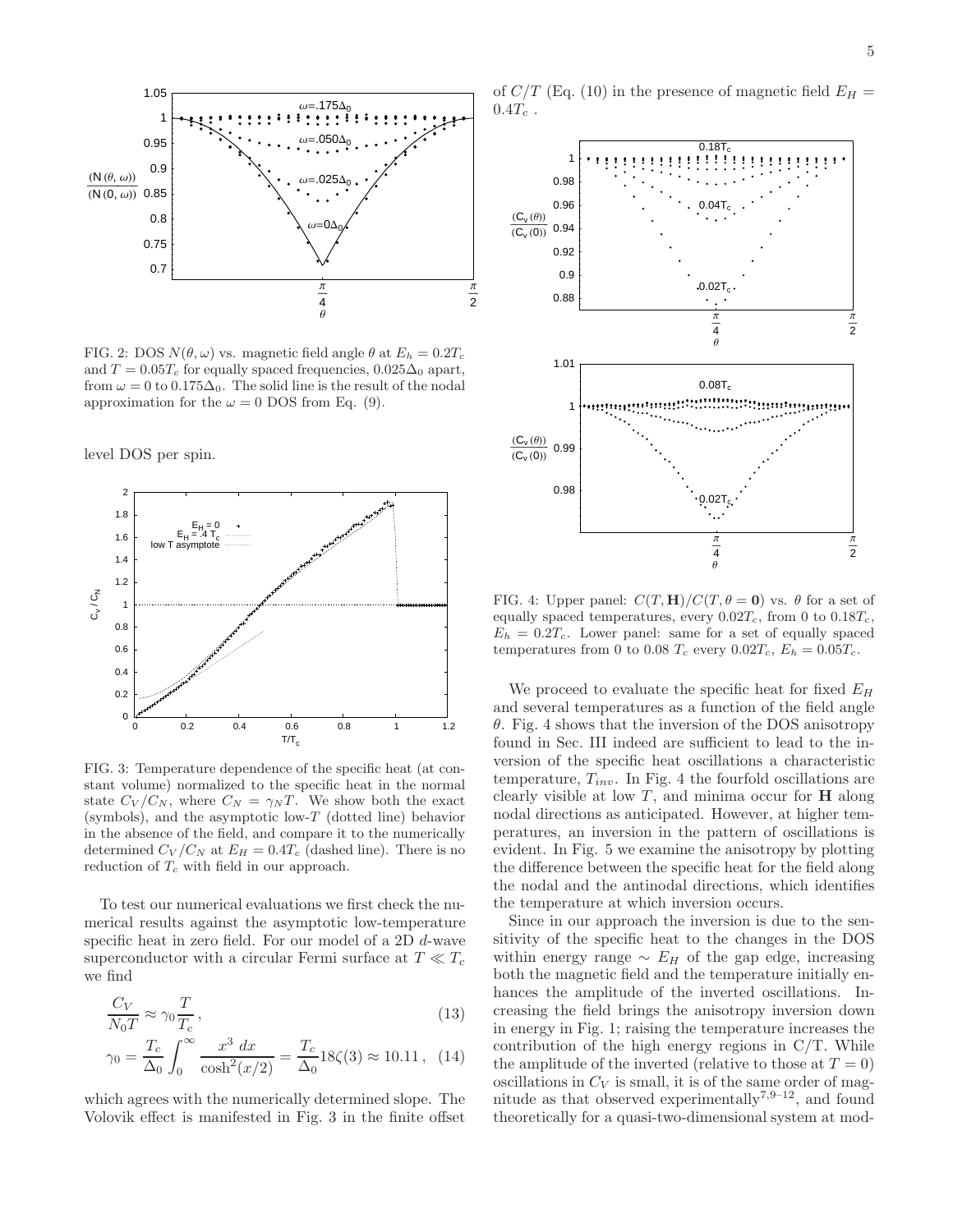FIG. 2: DOS $N(\theta, \omega)$ vs. magnetic field angle $\theta$ at $E_h = 0.2T_c$ and $T = 0.05T_c$ for equally spaced frequencies, $0.025\Delta_0$ apart, from $\omega = 0$ to $0.175\Delta_0$. The solid line is the result of the nodal approximation for the $\omega = 0$ DOS from Eq. (9).

level DOS per spin.

FIG. 3: Temperature dependence of the specific heat (at constant volume) normalized to the specific heat in the normal state $C_V/C_N$, where $C_N = \gamma_N T$. We show both the exact (symbols), and the asymptotic low-$T$ (dotted line) behavior in the absence of the field, and compare it to the numerically determined $C_V/C_N$ at $E_H = 0.4T_c$ (dashed line). There is no reduction of $T_c$ with field in our approach.

To test our numerical evaluations we first check the numerical results against the asymptotic low-temperature specific heat in zero field. For our model of a 2D $d$-wave superconductor with a circular Fermi surface at $T \ll T_c$ we find

$$\frac{C_V}{N_0 T} \approx \gamma_0 \frac{T}{T_c}, \tag{13}$$

$$\gamma_0 = \frac{T_c}{\Delta_0} \int_0^\infty \frac{x^3 \, dx}{\cosh^2(x/2)} = \frac{T_c}{\Delta_0} 18\zeta(3) \approx 10.11, \tag{14}$$

which agrees with the numerically determined slope. The Volovik effect is manifested in Fig. 3 in the finite offset of $C/T$ (Eq. (10) in the presence of magnetic field $E_H = 0.4T_c$ .

FIG. 4: Upper panel: $C(T, \mathbf{H})/C(T, \theta = \mathbf{0})$ vs. $\theta$ for a set of equally spaced temperatures, every $0.02T_c$, from 0 to $0.18T_c$, $E_h = 0.2T_c$. Lower panel: same for a set of equally spaced temperatures from 0 to 0.08 $T_c$ every $0.02T_c$, $E_h = 0.05T_c$.

We proceed to evaluate the specific heat for fixed $E_H$ and several temperatures as a function of the field angle $\theta$. Fig. 4 shows that the inversion of the DOS anisotropy found in Sec. III indeed are sufficient to lead to the inversion of the specific heat oscillations a characteristic temperature, $T_{inv}$. In Fig. 4 the fourfold oscillations are clearly visible at low $T$, and minima occur for $\mathbf{H}$ along nodal directions as anticipated. However, at higher temperatures, an inversion in the pattern of oscillations is evident. In Fig. 5 we examine the anisotropy by plotting the difference between the specific heat for the field along the nodal and the antinodal directions, which identifies the temperature at which inversion occurs.

Since in our approach the inversion is due to the sensitivity of the specific heat to the changes in the DOS within energy range $\sim E_H$ of the gap edge, increasing both the magnetic field and the temperature initially enhances the amplitude of the inverted oscillations. Increasing the field brings the anisotropy inversion down in energy in Fig. 1; raising the temperature increases the contribution of the high energy regions in C/T. While the amplitude of the inverted (relative to those at $T = 0$) oscillations in $C_V$ is small, it is of the same order of magnitude as that observed experimentally[7,9–12], and found theoretically for a quasi-two-dimensional system at mod-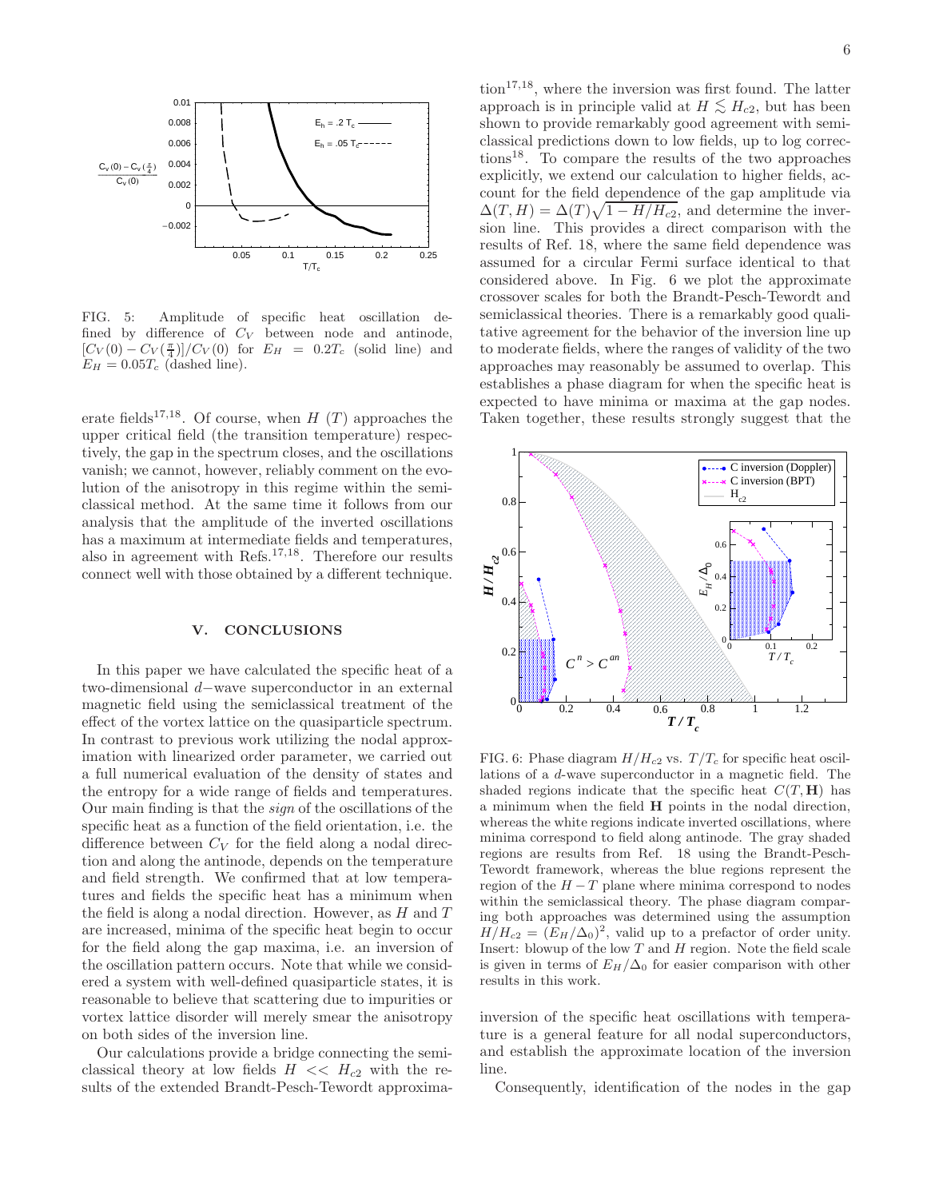FIG. 5: Amplitude of specific heat oscillation defined by difference of $C_V$ between node and antinode, $[C_V(0) - C_V(\frac{\pi}{4})]/C_V(0)$ for $E_H = 0.2T_c$ (solid line) and $E_H = 0.05T_c$ (dashed line).

erate fields[17,18]. Of course, when $H$ ($T$) approaches the upper critical field (the transition temperature) respectively, the gap in the spectrum closes, and the oscillations vanish; we cannot, however, reliably comment on the evolution of the anisotropy in this regime within the semiclassical method. At the same time it follows from our analysis that the amplitude of the inverted oscillations has a maximum at intermediate fields and temperatures, also in agreement with Refs.[17,18]. Therefore our results connect well with those obtained by a different technique.

## V. CONCLUSIONS

In this paper we have calculated the specific heat of a two-dimensional $d-$wave superconductor in an external magnetic field using the semiclassical treatment of the effect of the vortex lattice on the quasiparticle spectrum. In contrast to previous work utilizing the nodal approximation with linearized order parameter, we carried out a full numerical evaluation of the density of states and the entropy for a wide range of fields and temperatures. Our main finding is that the *sign* of the oscillations of the specific heat as a function of the field orientation, i.e. the difference between $C_V$ for the field along a nodal direction and along the antinode, depends on the temperature and field strength. We confirmed that at low temperatures and fields the specific heat has a minimum when the field is along a nodal direction. However, as $H$ and $T$ are increased, minima of the specific heat begin to occur for the field along the gap maxima, i.e. an inversion of the oscillation pattern occurs. Note that while we considered a system with well-defined quasiparticle states, it is reasonable to believe that scattering due to impurities or vortex lattice disorder will merely smear the anisotropy on both sides of the inversion line.

Our calculations provide a bridge connecting the semiclassical theory at low fields $H << H_{c2}$ with the results of the extended Brandt-Pesch-Tewordt approximation[17,18], where the inversion was first found. The latter approach is in principle valid at $H \lesssim H_{c2}$, but has been shown to provide remarkably good agreement with semiclassical predictions down to low fields, up to log corrections[18]. To compare the results of the two approaches explicitly, we extend our calculation to higher fields, account for the field dependence of the gap amplitude via $\Delta(T, H) = \Delta(T)\sqrt{1 - H/H_{c2}}$, and determine the inversion line. This provides a direct comparison with the results of Ref. 18, where the same field dependence was assumed for a circular Fermi surface identical to that considered above. In Fig. 6 we plot the approximate crossover scales for both the Brandt-Pesch-Tewordt and semiclassical theories. There is a remarkably good qualitative agreement for the behavior of the inversion line up to moderate fields, where the ranges of validity of the two approaches may reasonably be assumed to overlap. This establishes a phase diagram for when the specific heat is expected to have minima or maxima at the gap nodes. Taken together, these results strongly suggest that the

FIG. 6: Phase diagram $H/H_{c2}$ vs. $T/T_c$ for specific heat oscillations of a $d$-wave superconductor in a magnetic field. The shaded regions indicate that the specific heat $C(T, \mathbf{H})$ has a minimum when the field $\mathbf{H}$ points in the nodal direction, whereas the white regions indicate inverted oscillations, where minima correspond to field along antinode. The gray shaded regions are results from Ref. 18 using the Brandt-Pesch-Tewordt framework, whereas the blue regions represent the region of the $H-T$ plane where minima correspond to nodes within the semiclassical theory. The phase diagram comparing both approaches was determined using the assumption $H/H_{c2} = (E_H/\Delta_0)^2$, valid up to a prefactor of order unity. Insert: blowup of the low $T$ and $H$ region. Note the field scale is given in terms of $E_H/\Delta_0$ for easier comparison with other results in this work.

inversion of the specific heat oscillations with temperature is a general feature for all nodal superconductors, and establish the approximate location of the inversion line.

Consequently, identification of the nodes in the gap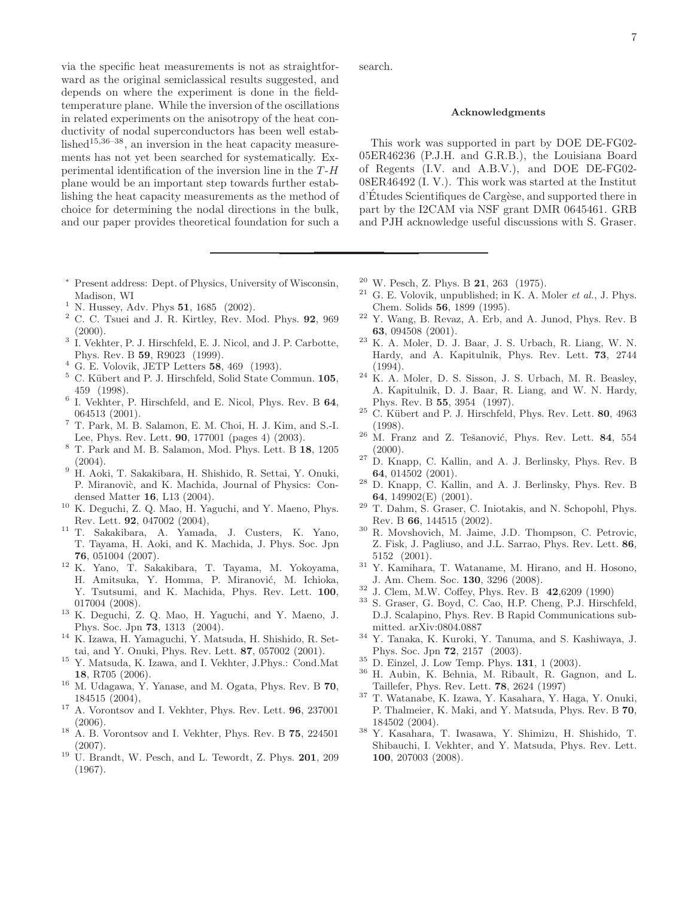via the specific heat measurements is not as straightforward as the original semiclassical results suggested, and depends on where the experiment is done in the field-temperature plane. While the inversion of the oscillations in related experiments on the anisotropy of the heat conductivity of nodal superconductors has been well established[15,36–38], an inversion in the heat capacity measurements has not yet been searched for systematically. Experimental identification of the inversion line in the $T$-$H$ plane would be an important step towards further establishing the heat capacity measurements as the method of choice for determining the nodal directions in the bulk, and our paper provides theoretical foundation for such a search.

### Acknowledgments

This work was supported in part by DOE DE-FG02-05ER46236 (P.J.H. and G.R.B.), the Louisiana Board of Regents (I.V. and A.B.V.), and DOE DE-FG02-08ER46492 (I. V.). This work was started at the Institut d'Études Scientifiques de Cargèse, and supported there in part by the I2CAM via NSF grant DMR 0645461. GRB and PJH acknowledge useful discussions with S. Graser.

---

[*] Present address: Dept. of Physics, University of Wisconsin, Madison, WI

[1] N. Hussey, Adv. Phys **51**, 1685 (2002).

[2] C. C. Tsuei and J. R. Kirtley, Rev. Mod. Phys. **92**, 969 (2000).

[3] I. Vekhter, P. J. Hirschfeld, E. J. Nicol, and J. P. Carbotte, Phys. Rev. B **59**, R9023 (1999).

[4] G. E. Volovik, JETP Letters **58**, 469 (1993).

[5] C. Kübert and P. J. Hirschfeld, Solid State Commun. **105**, 459 (1998).

[6] I. Vekhter, P. Hirschfeld, and E. Nicol, Phys. Rev. B **64**, 064513 (2001).

[7] T. Park, M. B. Salamon, E. M. Choi, H. J. Kim, and S.-I. Lee, Phys. Rev. Lett. **90**, 177001 (pages 4) (2003).

[8] T. Park and M. B. Salamon, Mod. Phys. Lett. B **18**, 1205 (2004).

[9] H. Aoki, T. Sakakibara, H. Shishido, R. Settai, Y. Onuki, P. Mirановіč, and K. Machida, Journal of Physics: Condensed Matter **16**, L13 (2004).

[10] K. Deguchi, Z. Q. Mao, H. Yaguchi, and Y. Maeno, Phys. Rev. Lett. **92**, 047002 (2004),

[11] T. Sakakibara, A. Yamada, J. Custers, K. Yano, T. Tayama, H. Aoki, and K. Machida, J. Phys. Soc. Jpn **76**, 051004 (2007).

[12] K. Yano, T. Sakakibara, T. Tayama, M. Yokoyama, H. Amitsuka, Y. Homma, P. Miranović, M. Ichioka, Y. Tsutsumi, and K. Machida, Phys. Rev. Lett. **100**, 017004 (2008).

[13] K. Deguchi, Z. Q. Mao, H. Yaguchi, and Y. Maeno, J. Phys. Soc. Jpn **73**, 1313 (2004).

[14] K. Izawa, H. Yamaguchi, Y. Matsuda, H. Shishido, R. Settai, and Y. Onuki, Phys. Rev. Lett. **87**, 057002 (2001).

[15] Y. Matsuda, K. Izawa, and I. Vekhter, J.Phys.: Cond.Mat **18**, R705 (2006).

[16] M. Udagawa, Y. Yanase, and M. Ogata, Phys. Rev. B **70**, 184515 (2004),

[17] A. Vorontsov and I. Vekhter, Phys. Rev. Lett. **96**, 237001 (2006).

[18] A. B. Vorontsov and I. Vekhter, Phys. Rev. B **75**, 224501 (2007).

[19] U. Brandt, W. Pesch, and L. Tewordt, Z. Phys. **201**, 209 (1967).

[20] W. Pesch, Z. Phys. B **21**, 263 (1975).

[21] G. E. Volovik, unpublished; in K. A. Moler *et al.*, J. Phys. Chem. Solids **56**, 1899 (1995).

[22] Y. Wang, B. Revaz, A. Erb, and A. Junod, Phys. Rev. B **63**, 094508 (2001).

[23] K. A. Moler, D. J. Baar, J. S. Urbach, R. Liang, W. N. Hardy, and A. Kapitulnik, Phys. Rev. Lett. **73**, 2744 (1994).

[24] K. A. Moler, D. S. Sisson, J. S. Urbach, M. R. Beasley, A. Kapitulnik, D. J. Baar, R. Liang, and W. N. Hardy, Phys. Rev. B **55**, 3954 (1997).

[25] C. Kübert and P. J. Hirschfeld, Phys. Rev. Lett. **80**, 4963 (1998).

[26] M. Franz and Z. Tešanović, Phys. Rev. Lett. **84**, 554 (2000).

[27] D. Knapp, C. Kallin, and A. J. Berlinsky, Phys. Rev. B **64**, 014502 (2001).

[28] D. Knapp, C. Kallin, and A. J. Berlinsky, Phys. Rev. B **64**, 149902(E) (2001).

[29] T. Dahm, S. Graser, C. Iniotakis, and N. Schopohl, Phys. Rev. B **66**, 144515 (2002).

[30] R. Movshovich, M. Jaime, J.D. Thompson, C. Petrovic, Z. Fisk, J. Pagliuso, and J.L. Sarrao, Phys. Rev. Lett. **86**, 5152 (2001).

[31] Y. Kamihara, T. Wataname, M. Hirano, and H. Hosono, J. Am. Chem. Soc. **130**, 3296 (2008).

[32] J. Clem, M.W. Coffey, Phys. Rev. B **42**,6209 (1990)

[33] S. Graser, G. Boyd, C. Cao, H.P. Cheng, P.J. Hirschfeld, D.J. Scalapino, Phys. Rev. B Rapid Communications submitted. arXiv:0804.0887

[34] Y. Tanaka, K. Kuroki, Y. Tanuma, and S. Kashiwaya, J. Phys. Soc. Jpn **72**, 2157 (2003).

[35] D. Einzel, J. Low Temp. Phys. **131**, 1 (2003).

[36] H. Aubin, K. Behnia, M. Ribault, R. Gagnon, and L. Taillefer, Phys. Rev. Lett. **78**, 2624 (1997)

[37] T. Watanabe, K. Izawa, Y. Kasahara, Y. Haga, Y. Onuki, P. Thalmeier, K. Maki, and Y. Matsuda, Phys. Rev. B **70**, 184502 (2004).

[38] Y. Kasahara, T. Iwasawa, Y. Shimizu, H. Shishido, T. Shibauchi, I. Vekhter, and Y. Matsuda, Phys. Rev. Lett. **100**, 207003 (2008).